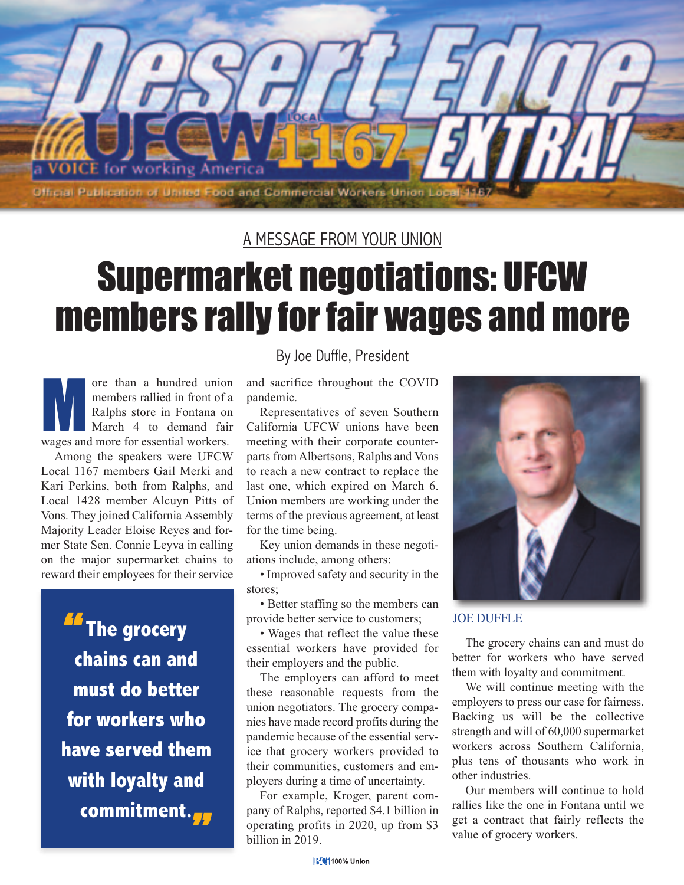# Desert Edge EXTRA!

UFCW LOCAL 1167 a VOICE for working America

Official Publication of United Food and Commercial Workers Union Local 1167

A MESSAGE FROM YOUR UNION

## Supermarket negotiations: UFCW members rally for fair wages and more

By Joe Duffle, President

More than a hundred union members rallied in front of a Ralphs store in Fontana on March 4 to demand fair wages and more for essential workers.

Among the speakers were UFCW Local 1167 members Gail Merki and Kari Perkins, both from Ralphs, and Local 1428 member Alcuyn Pitts of Vons. They joined California Assembly Majority Leader Eloise Reyes and former State Sen. Connie Leyva in calling on the major supermarket chains to reward their employees for their service and sacrifice throughout the COVID pandemic.

> "The grocery chains can and must do better for workers who have served them with loyalty and commitment."

Representatives of seven Southern California UFCW unions have been meeting with their corporate counterparts from Albertsons, Ralphs and Vons to reach a new contract to replace the last one, which expired on March 6. Union members are working under the terms of the previous agreement, at least for the time being.

Key union demands in these negotiations include, among others:

- Improved safety and security in the stores;
- Better staffing so the members can provide better service to customers;
- Wages that reflect the value these essential workers have provided for their employers and the public.

The employers can afford to meet these reasonable requests from the union negotiators. The grocery companies have made record profits during the pandemic because of the essential service that grocery workers provided to their communities, customers and employers during a time of uncertainty.

For example, Kroger, parent company of Ralphs, reported $4.1 billion in operating profits in 2020, up from $3 billion in 2019.

JOE DUFFLE

The grocery chains can and must do better for workers who have served them with loyalty and commitment.

We will continue meeting with the employers to press our case for fairness. Backing us will be the collective strength and will of 60,000 supermarket workers across Southern California, plus tens of thousands who work in other industries.

Our members will continue to hold rallies like the one in Fontana until we get a contract that fairly reflects the value of grocery workers.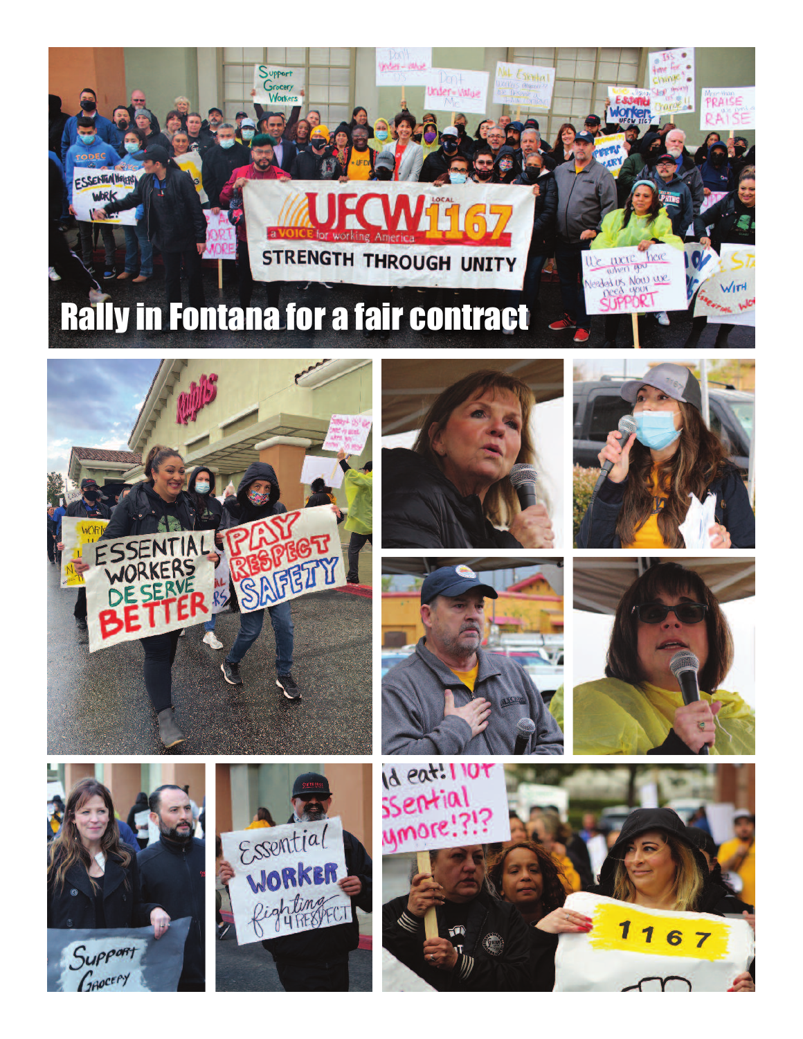# Rally in Fontana for a fair contract